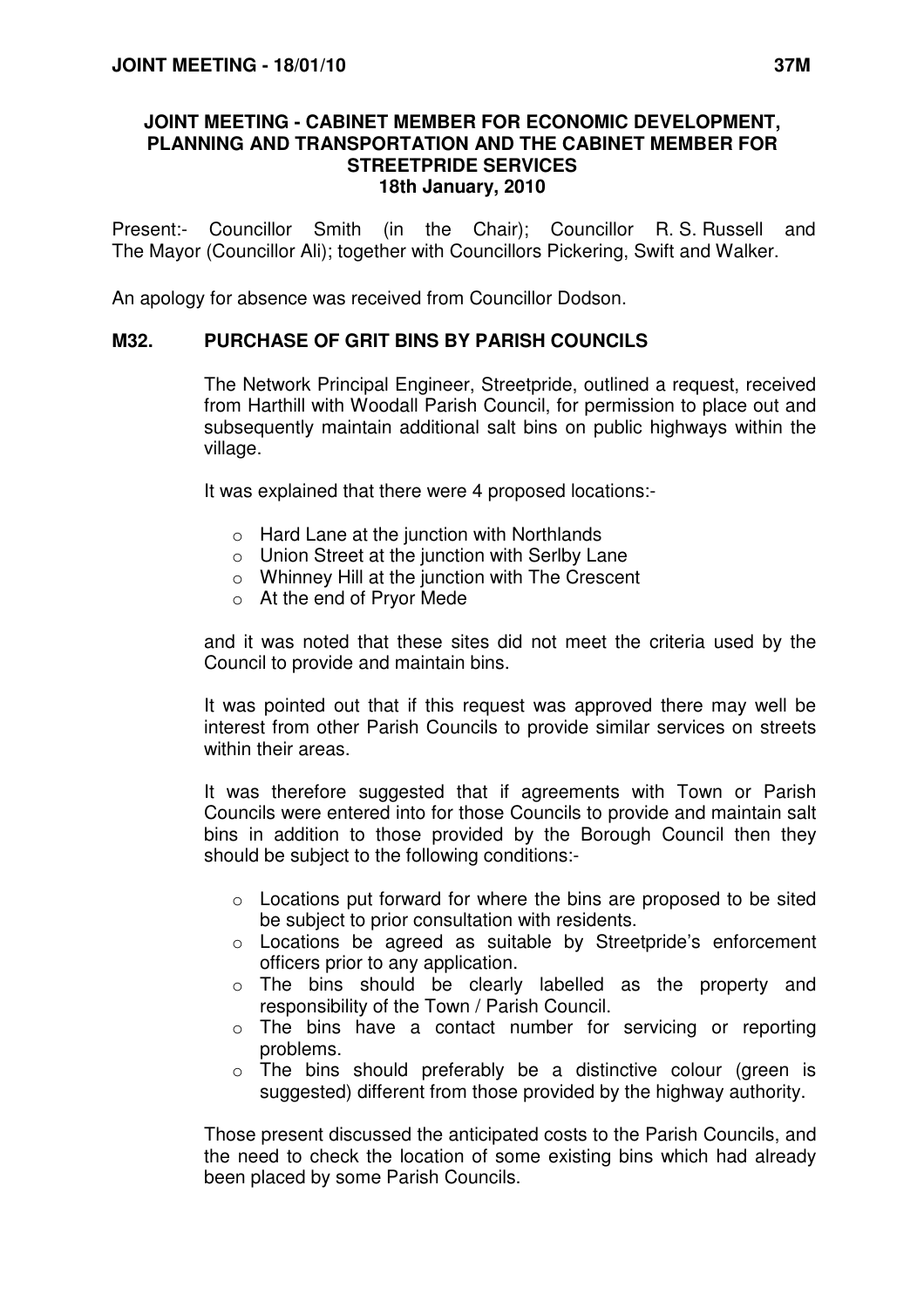## JOINT MEETING - CABINET MEMBER FOR ECONOMIC DEVELOPMENT, PLANNING AND TRANSPORTATION AND THE CABINET MEMBER FOR STREETPRIDE SERVICES
### 18th January, 2010

Present:- Councillor Smith (in the Chair); Councillor R. S. Russell and The Mayor (Councillor Ali); together with Councillors Pickering, Swift and Walker.

An apology for absence was received from Councillor Dodson.

### M32. PURCHASE OF GRIT BINS BY PARISH COUNCILS

The Network Principal Engineer, Streetpride, outlined a request, received from Harthill with Woodall Parish Council, for permission to place out and subsequently maintain additional salt bins on public highways within the village.

It was explained that there were 4 proposed locations:-

- Hard Lane at the junction with Northlands
- Union Street at the junction with Serlby Lane
- Whinney Hill at the junction with The Crescent
- At the end of Pryor Mede

and it was noted that these sites did not meet the criteria used by the Council to provide and maintain bins.

It was pointed out that if this request was approved there may well be interest from other Parish Councils to provide similar services on streets within their areas.

It was therefore suggested that if agreements with Town or Parish Councils were entered into for those Councils to provide and maintain salt bins in addition to those provided by the Borough Council then they should be subject to the following conditions:-

- Locations put forward for where the bins are proposed to be sited be subject to prior consultation with residents.
- Locations be agreed as suitable by Streetpride's enforcement officers prior to any application.
- The bins should be clearly labelled as the property and responsibility of the Town / Parish Council.
- The bins have a contact number for servicing or reporting problems.
- The bins should preferably be a distinctive colour (green is suggested) different from those provided by the highway authority.

Those present discussed the anticipated costs to the Parish Councils, and the need to check the location of some existing bins which had already been placed by some Parish Councils.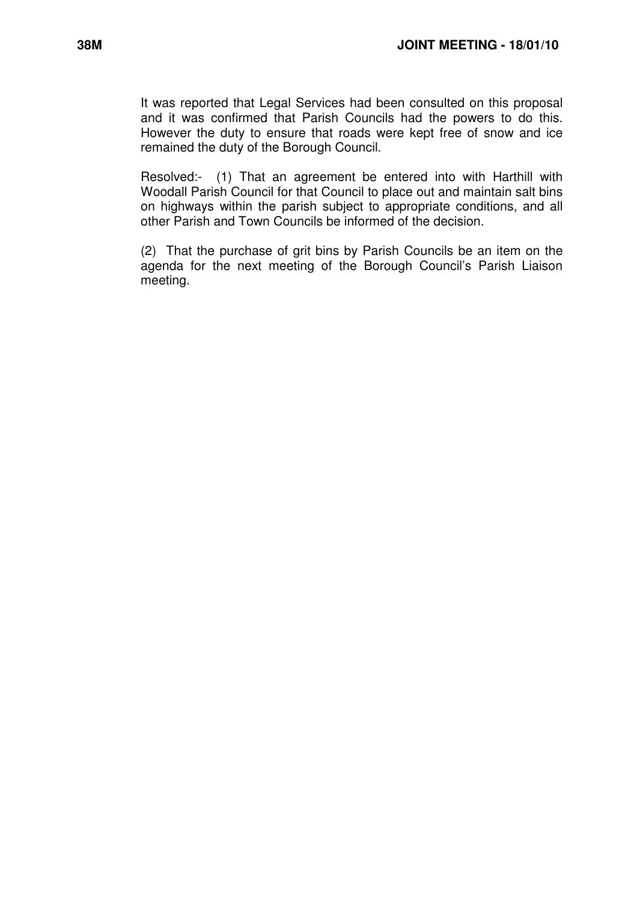It was reported that Legal Services had been consulted on this proposal and it was confirmed that Parish Councils had the powers to do this. However the duty to ensure that roads were kept free of snow and ice remained the duty of the Borough Council.

Resolved:- (1) That an agreement be entered into with Harthill with Woodall Parish Council for that Council to place out and maintain salt bins on highways within the parish subject to appropriate conditions, and all other Parish and Town Councils be informed of the decision.

(2) That the purchase of grit bins by Parish Councils be an item on the agenda for the next meeting of the Borough Council's Parish Liaison meeting.